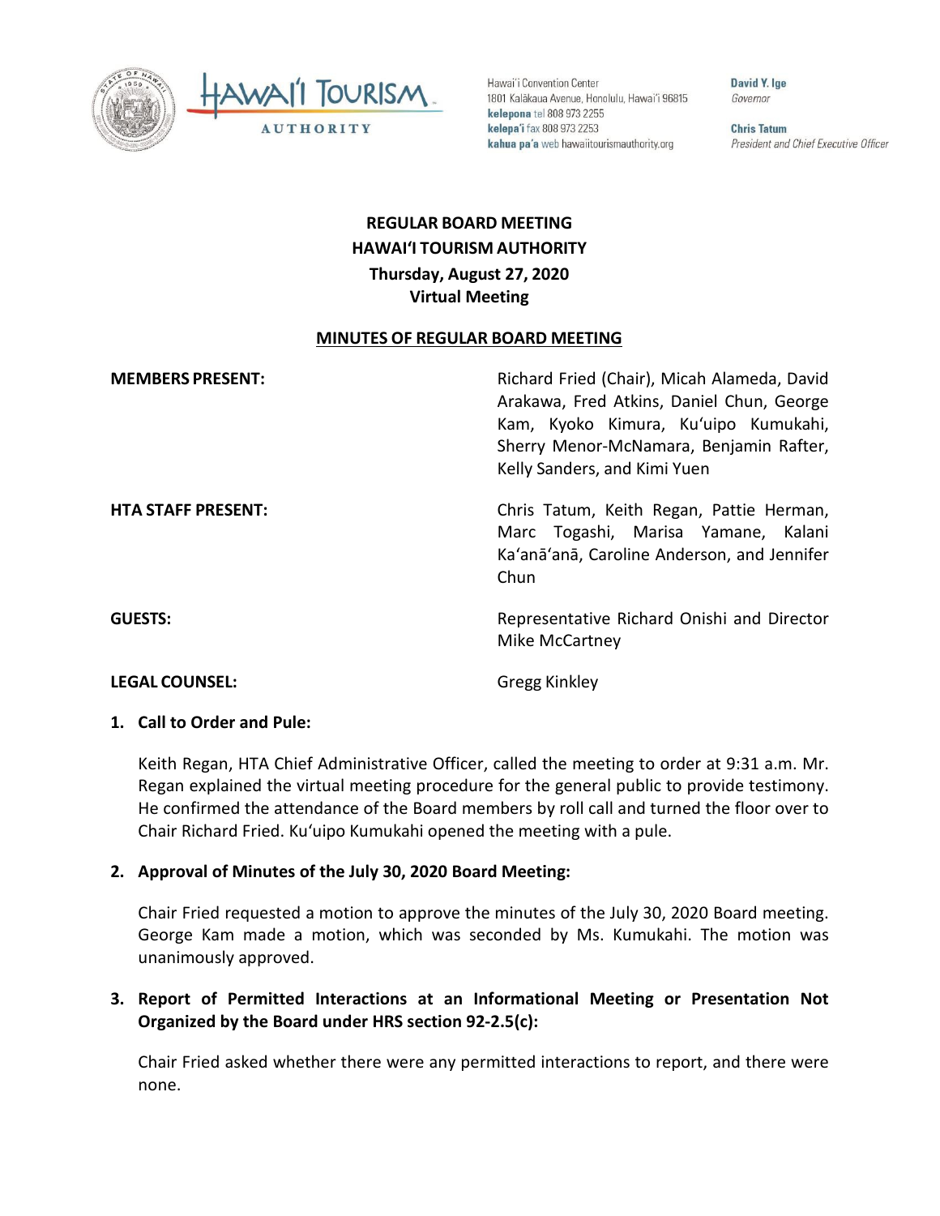Hawai'i Convention Center
1801 Kalākaua Avenue, Honolulu, Hawai'i 96815
**kelepona** tel 808 973 2255
**kelepa'i** fax 808 973 2253
**kahua pa'a** web hawaiitourismauthority.org

**David Y. Ige**
*Governor*

**Chris Tatum**
*President and Chief Executive Officer*

# REGULAR BOARD MEETING
# HAWAI'I TOURISM AUTHORITY
## Thursday, August 27, 2020
## Virtual Meeting

**MINUTES OF REGULAR BOARD MEETING**

**MEMBERS PRESENT:** Richard Fried (Chair), Micah Alameda, David Arakawa, Fred Atkins, Daniel Chun, George Kam, Kyoko Kimura, Ku'uipo Kumukahi, Sherry Menor-McNamara, Benjamin Rafter, Kelly Sanders, and Kimi Yuen

**HTA STAFF PRESENT:** Chris Tatum, Keith Regan, Pattie Herman, Marc Togashi, Marisa Yamane, Kalani Ka'anā'anā, Caroline Anderson, and Jennifer Chun

**GUESTS:** Representative Richard Onishi and Director Mike McCartney

**LEGAL COUNSEL:** Gregg Kinkley

**1. Call to Order and Pule:**

Keith Regan, HTA Chief Administrative Officer, called the meeting to order at 9:31 a.m. Mr. Regan explained the virtual meeting procedure for the general public to provide testimony. He confirmed the attendance of the Board members by roll call and turned the floor over to Chair Richard Fried. Ku'uipo Kumukahi opened the meeting with a pule.

**2. Approval of Minutes of the July 30, 2020 Board Meeting:**

Chair Fried requested a motion to approve the minutes of the July 30, 2020 Board meeting. George Kam made a motion, which was seconded by Ms. Kumukahi. The motion was unanimously approved.

**3. Report of Permitted Interactions at an Informational Meeting or Presentation Not Organized by the Board under HRS section 92-2.5(c):**

Chair Fried asked whether there were any permitted interactions to report, and there were none.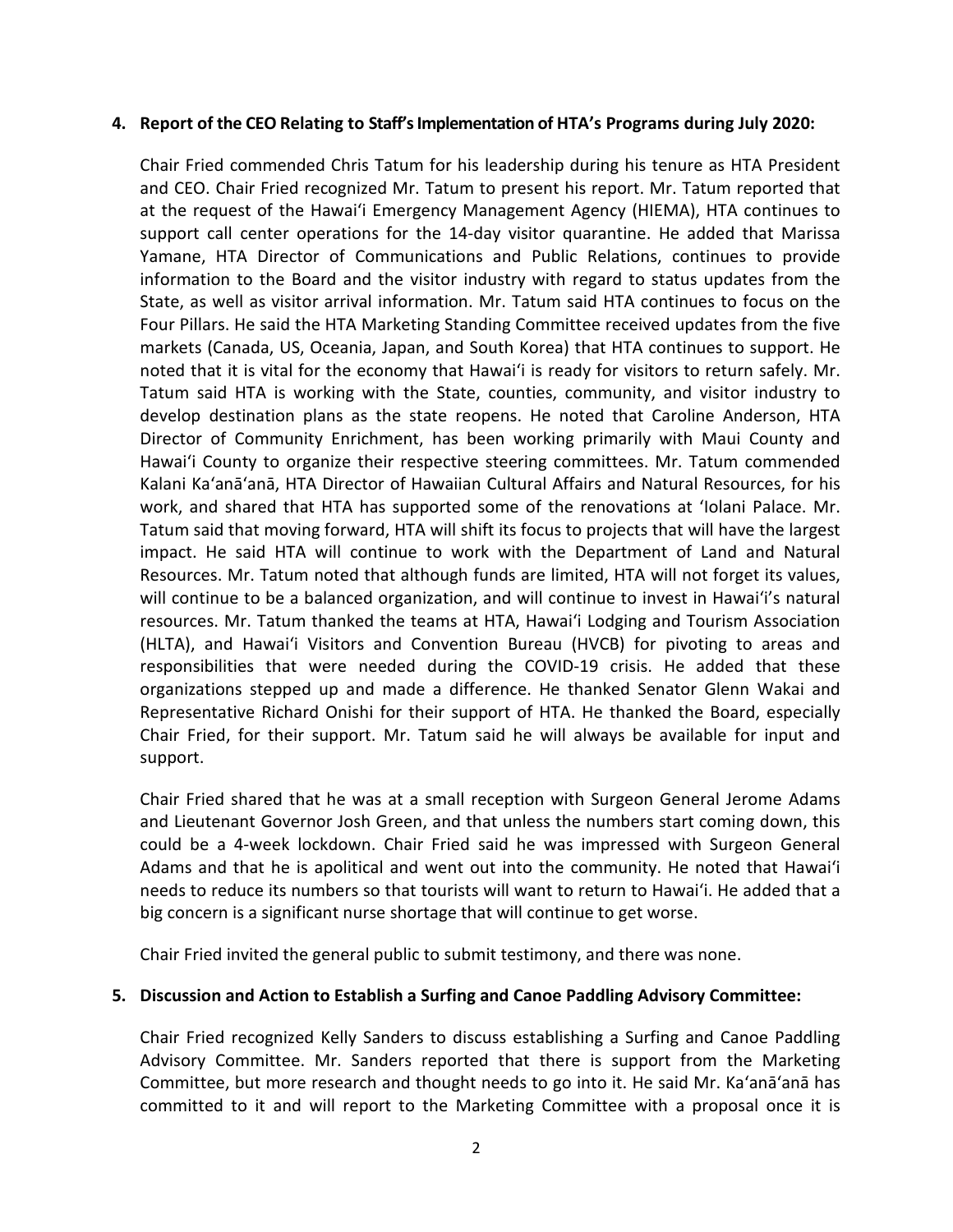**4. Report of the CEO Relating to Staff's Implementation of HTA's Programs during July 2020:**

Chair Fried commended Chris Tatum for his leadership during his tenure as HTA President and CEO. Chair Fried recognized Mr. Tatum to present his report. Mr. Tatum reported that at the request of the Hawaiʻi Emergency Management Agency (HIEMA), HTA continues to support call center operations for the 14-day visitor quarantine. He added that Marissa Yamane, HTA Director of Communications and Public Relations, continues to provide information to the Board and the visitor industry with regard to status updates from the State, as well as visitor arrival information. Mr. Tatum said HTA continues to focus on the Four Pillars. He said the HTA Marketing Standing Committee received updates from the five markets (Canada, US, Oceania, Japan, and South Korea) that HTA continues to support. He noted that it is vital for the economy that Hawaiʻi is ready for visitors to return safely. Mr. Tatum said HTA is working with the State, counties, community, and visitor industry to develop destination plans as the state reopens. He noted that Caroline Anderson, HTA Director of Community Enrichment, has been working primarily with Maui County and Hawaiʻi County to organize their respective steering committees. Mr. Tatum commended Kalani Kaʻanāʻanā, HTA Director of Hawaiian Cultural Affairs and Natural Resources, for his work, and shared that HTA has supported some of the renovations at ʻIolani Palace. Mr. Tatum said that moving forward, HTA will shift its focus to projects that will have the largest impact. He said HTA will continue to work with the Department of Land and Natural Resources. Mr. Tatum noted that although funds are limited, HTA will not forget its values, will continue to be a balanced organization, and will continue to invest in Hawaiʻi's natural resources. Mr. Tatum thanked the teams at HTA, Hawaiʻi Lodging and Tourism Association (HLTA), and Hawaiʻi Visitors and Convention Bureau (HVCB) for pivoting to areas and responsibilities that were needed during the COVID-19 crisis. He added that these organizations stepped up and made a difference. He thanked Senator Glenn Wakai and Representative Richard Onishi for their support of HTA. He thanked the Board, especially Chair Fried, for their support. Mr. Tatum said he will always be available for input and support.

Chair Fried shared that he was at a small reception with Surgeon General Jerome Adams and Lieutenant Governor Josh Green, and that unless the numbers start coming down, this could be a 4-week lockdown. Chair Fried said he was impressed with Surgeon General Adams and that he is apolitical and went out into the community. He noted that Hawaiʻi needs to reduce its numbers so that tourists will want to return to Hawaiʻi. He added that a big concern is a significant nurse shortage that will continue to get worse.

Chair Fried invited the general public to submit testimony, and there was none.

**5. Discussion and Action to Establish a Surfing and Canoe Paddling Advisory Committee:**

Chair Fried recognized Kelly Sanders to discuss establishing a Surfing and Canoe Paddling Advisory Committee. Mr. Sanders reported that there is support from the Marketing Committee, but more research and thought needs to go into it. He said Mr. Kaʻanāʻanā has committed to it and will report to the Marketing Committee with a proposal once it is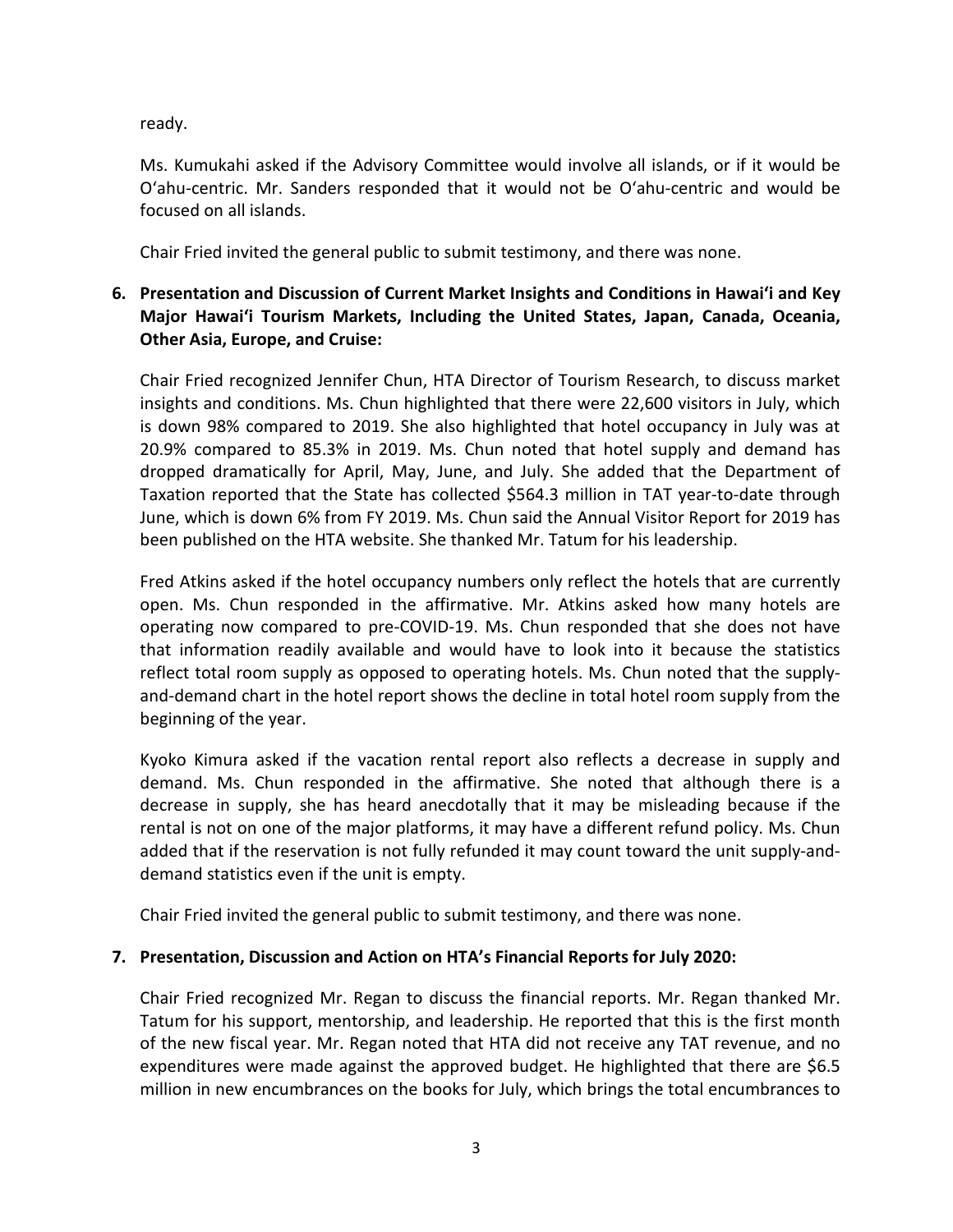ready.

Ms. Kumukahi asked if the Advisory Committee would involve all islands, or if it would be Oʻahu-centric. Mr. Sanders responded that it would not be Oʻahu-centric and would be focused on all islands.

Chair Fried invited the general public to submit testimony, and there was none.

**6. Presentation and Discussion of Current Market Insights and Conditions in Hawaiʻi and Key Major Hawaiʻi Tourism Markets, Including the United States, Japan, Canada, Oceania, Other Asia, Europe, and Cruise:**

Chair Fried recognized Jennifer Chun, HTA Director of Tourism Research, to discuss market insights and conditions. Ms. Chun highlighted that there were 22,600 visitors in July, which is down 98% compared to 2019. She also highlighted that hotel occupancy in July was at 20.9% compared to 85.3% in 2019. Ms. Chun noted that hotel supply and demand has dropped dramatically for April, May, June, and July. She added that the Department of Taxation reported that the State has collected $564.3 million in TAT year-to-date through June, which is down 6% from FY 2019. Ms. Chun said the Annual Visitor Report for 2019 has been published on the HTA website. She thanked Mr. Tatum for his leadership.

Fred Atkins asked if the hotel occupancy numbers only reflect the hotels that are currently open. Ms. Chun responded in the affirmative. Mr. Atkins asked how many hotels are operating now compared to pre-COVID-19. Ms. Chun responded that she does not have that information readily available and would have to look into it because the statistics reflect total room supply as opposed to operating hotels. Ms. Chun noted that the supply-and-demand chart in the hotel report shows the decline in total hotel room supply from the beginning of the year.

Kyoko Kimura asked if the vacation rental report also reflects a decrease in supply and demand. Ms. Chun responded in the affirmative. She noted that although there is a decrease in supply, she has heard anecdotally that it may be misleading because if the rental is not on one of the major platforms, it may have a different refund policy. Ms. Chun added that if the reservation is not fully refunded it may count toward the unit supply-and-demand statistics even if the unit is empty.

Chair Fried invited the general public to submit testimony, and there was none.

**7. Presentation, Discussion and Action on HTA's Financial Reports for July 2020:**

Chair Fried recognized Mr. Regan to discuss the financial reports. Mr. Regan thanked Mr. Tatum for his support, mentorship, and leadership. He reported that this is the first month of the new fiscal year. Mr. Regan noted that HTA did not receive any TAT revenue, and no expenditures were made against the approved budget. He highlighted that there are $6.5 million in new encumbrances on the books for July, which brings the total encumbrances to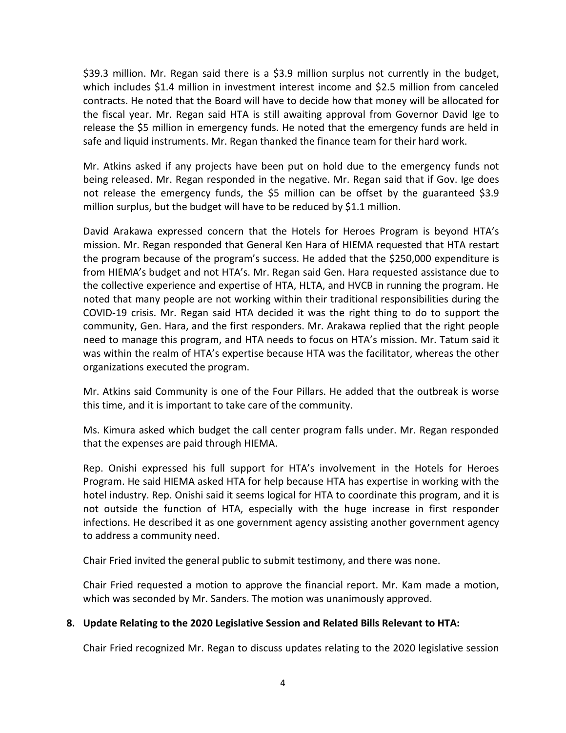$39.3 million. Mr. Regan said there is a $3.9 million surplus not currently in the budget, which includes $1.4 million in investment interest income and $2.5 million from canceled contracts. He noted that the Board will have to decide how that money will be allocated for the fiscal year. Mr. Regan said HTA is still awaiting approval from Governor David Ige to release the $5 million in emergency funds. He noted that the emergency funds are held in safe and liquid instruments. Mr. Regan thanked the finance team for their hard work.

Mr. Atkins asked if any projects have been put on hold due to the emergency funds not being released. Mr. Regan responded in the negative. Mr. Regan said that if Gov. Ige does not release the emergency funds, the $5 million can be offset by the guaranteed $3.9 million surplus, but the budget will have to be reduced by $1.1 million.

David Arakawa expressed concern that the Hotels for Heroes Program is beyond HTA's mission. Mr. Regan responded that General Ken Hara of HIEMA requested that HTA restart the program because of the program's success. He added that the $250,000 expenditure is from HIEMA's budget and not HTA's. Mr. Regan said Gen. Hara requested assistance due to the collective experience and expertise of HTA, HLTA, and HVCB in running the program. He noted that many people are not working within their traditional responsibilities during the COVID-19 crisis. Mr. Regan said HTA decided it was the right thing to do to support the community, Gen. Hara, and the first responders. Mr. Arakawa replied that the right people need to manage this program, and HTA needs to focus on HTA's mission. Mr. Tatum said it was within the realm of HTA's expertise because HTA was the facilitator, whereas the other organizations executed the program.

Mr. Atkins said Community is one of the Four Pillars. He added that the outbreak is worse this time, and it is important to take care of the community.

Ms. Kimura asked which budget the call center program falls under. Mr. Regan responded that the expenses are paid through HIEMA.

Rep. Onishi expressed his full support for HTA's involvement in the Hotels for Heroes Program. He said HIEMA asked HTA for help because HTA has expertise in working with the hotel industry. Rep. Onishi said it seems logical for HTA to coordinate this program, and it is not outside the function of HTA, especially with the huge increase in first responder infections. He described it as one government agency assisting another government agency to address a community need.

Chair Fried invited the general public to submit testimony, and there was none.

Chair Fried requested a motion to approve the financial report. Mr. Kam made a motion, which was seconded by Mr. Sanders. The motion was unanimously approved.

**8. Update Relating to the 2020 Legislative Session and Related Bills Relevant to HTA:**

Chair Fried recognized Mr. Regan to discuss updates relating to the 2020 legislative session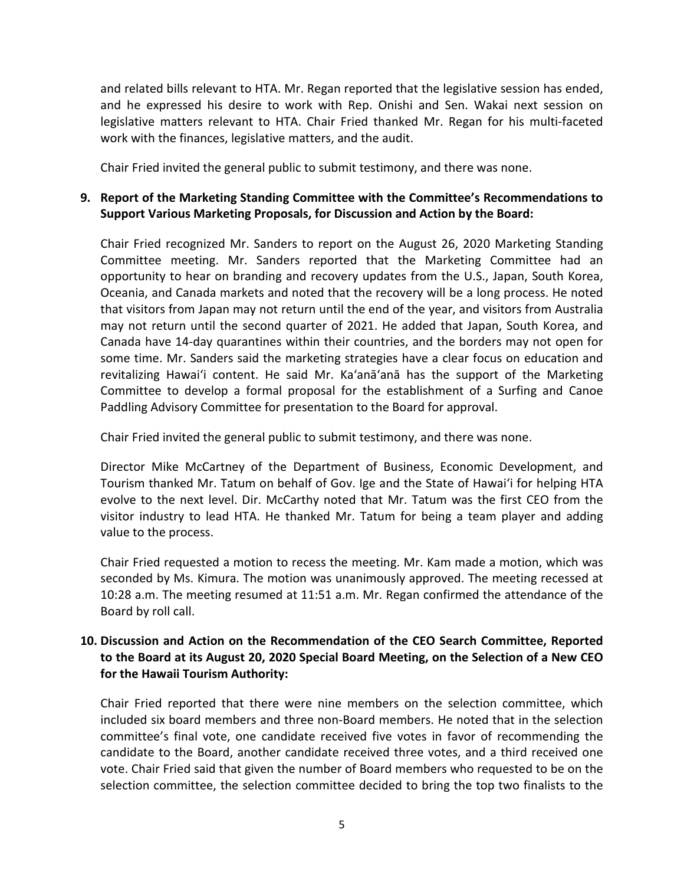and related bills relevant to HTA. Mr. Regan reported that the legislative session has ended, and he expressed his desire to work with Rep. Onishi and Sen. Wakai next session on legislative matters relevant to HTA. Chair Fried thanked Mr. Regan for his multi-faceted work with the finances, legislative matters, and the audit.

Chair Fried invited the general public to submit testimony, and there was none.

**9. Report of the Marketing Standing Committee with the Committee's Recommendations to Support Various Marketing Proposals, for Discussion and Action by the Board:**

Chair Fried recognized Mr. Sanders to report on the August 26, 2020 Marketing Standing Committee meeting. Mr. Sanders reported that the Marketing Committee had an opportunity to hear on branding and recovery updates from the U.S., Japan, South Korea, Oceania, and Canada markets and noted that the recovery will be a long process. He noted that visitors from Japan may not return until the end of the year, and visitors from Australia may not return until the second quarter of 2021. He added that Japan, South Korea, and Canada have 14-day quarantines within their countries, and the borders may not open for some time. Mr. Sanders said the marketing strategies have a clear focus on education and revitalizing Hawaiʻi content. He said Mr. Kaʻanāʻanā has the support of the Marketing Committee to develop a formal proposal for the establishment of a Surfing and Canoe Paddling Advisory Committee for presentation to the Board for approval.

Chair Fried invited the general public to submit testimony, and there was none.

Director Mike McCartney of the Department of Business, Economic Development, and Tourism thanked Mr. Tatum on behalf of Gov. Ige and the State of Hawaiʻi for helping HTA evolve to the next level. Dir. McCarthy noted that Mr. Tatum was the first CEO from the visitor industry to lead HTA. He thanked Mr. Tatum for being a team player and adding value to the process.

Chair Fried requested a motion to recess the meeting. Mr. Kam made a motion, which was seconded by Ms. Kimura. The motion was unanimously approved. The meeting recessed at 10:28 a.m. The meeting resumed at 11:51 a.m. Mr. Regan confirmed the attendance of the Board by roll call.

**10. Discussion and Action on the Recommendation of the CEO Search Committee, Reported to the Board at its August 20, 2020 Special Board Meeting, on the Selection of a New CEO for the Hawaii Tourism Authority:**

Chair Fried reported that there were nine members on the selection committee, which included six board members and three non-Board members. He noted that in the selection committee's final vote, one candidate received five votes in favor of recommending the candidate to the Board, another candidate received three votes, and a third received one vote. Chair Fried said that given the number of Board members who requested to be on the selection committee, the selection committee decided to bring the top two finalists to the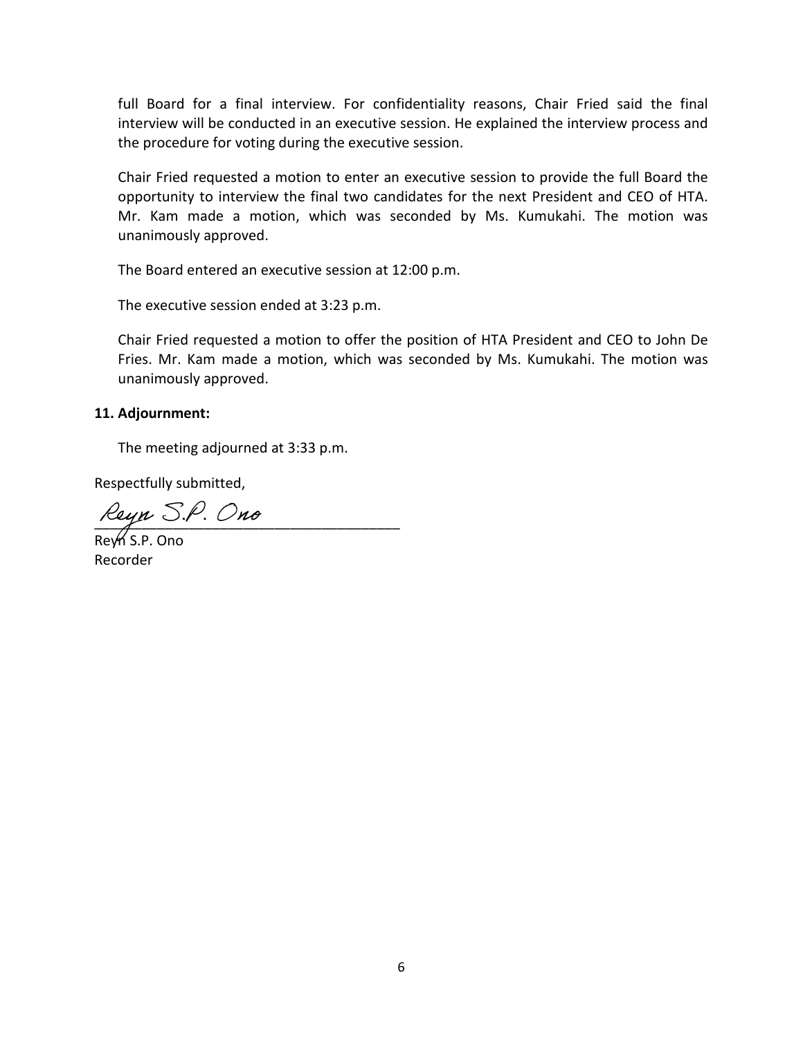full Board for a final interview. For confidentiality reasons, Chair Fried said the final interview will be conducted in an executive session. He explained the interview process and the procedure for voting during the executive session.

Chair Fried requested a motion to enter an executive session to provide the full Board the opportunity to interview the final two candidates for the next President and CEO of HTA. Mr. Kam made a motion, which was seconded by Ms. Kumukahi. The motion was unanimously approved.

The Board entered an executive session at 12:00 p.m.

The executive session ended at 3:23 p.m.

Chair Fried requested a motion to offer the position of HTA President and CEO to John De Fries. Mr. Kam made a motion, which was seconded by Ms. Kumukahi. The motion was unanimously approved.

**11. Adjournment:**

The meeting adjourned at 3:33 p.m.

Respectfully submitted,

Reyn S.P. Ono
_______________________________________
Reyn S.P. Ono
Recorder